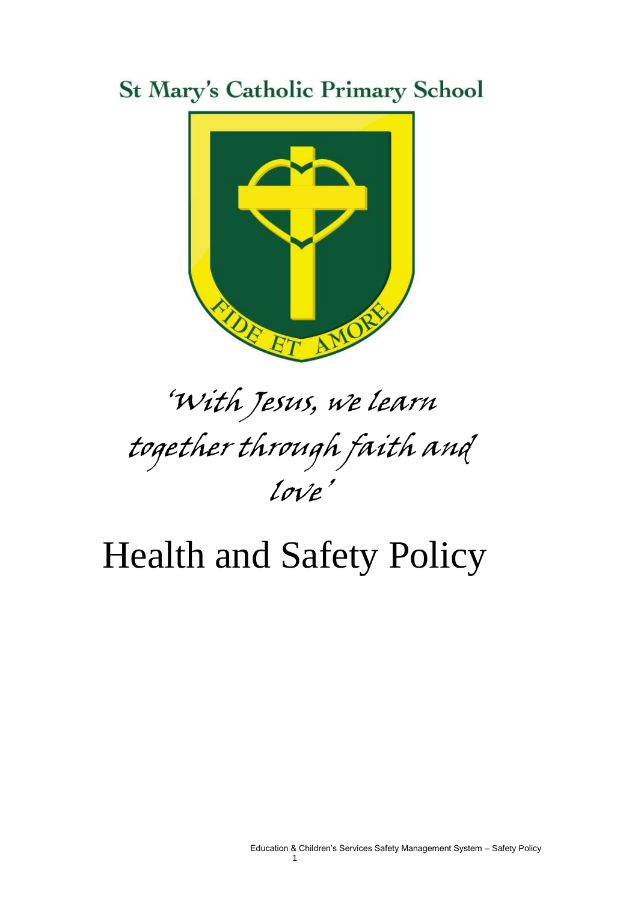# St Mary's Catholic Primary School

*'With Jesus, we learn together through faith and love'*

# Health and Safety Policy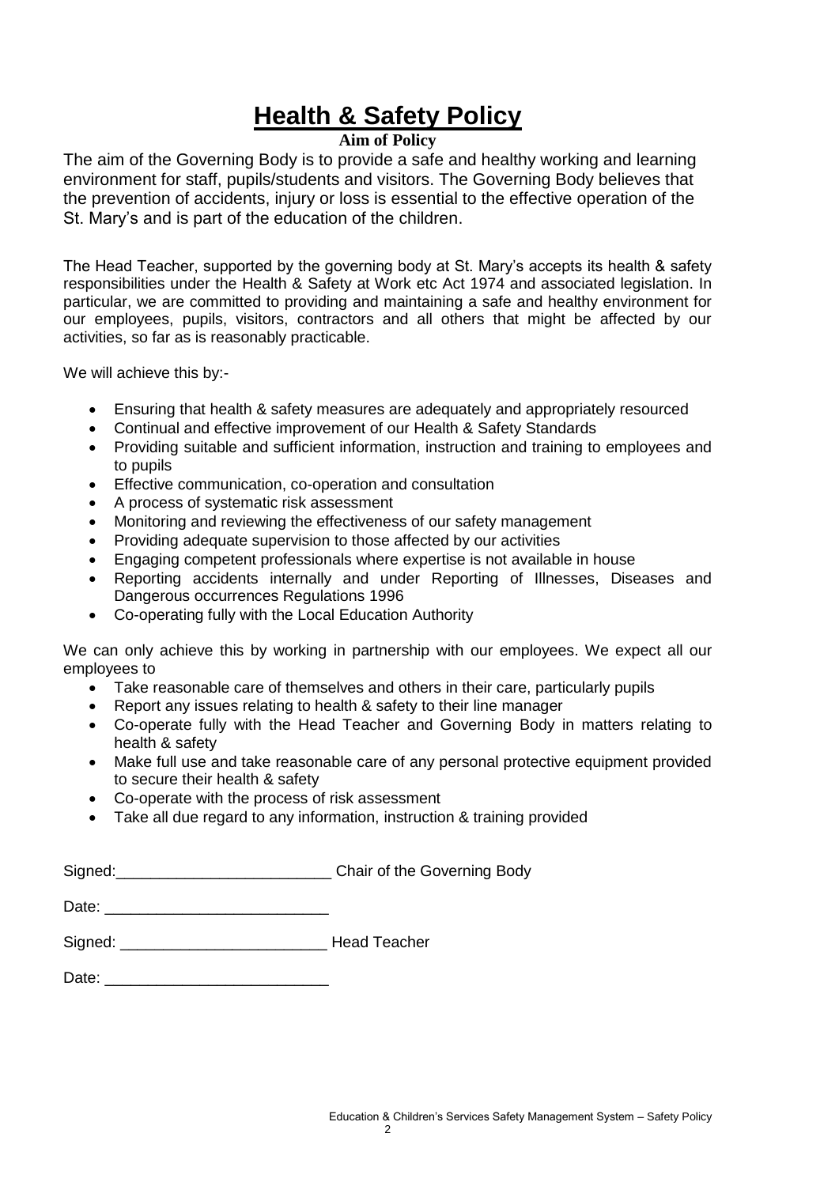# Health & Safety Policy

**Aim of Policy**

The aim of the Governing Body is to provide a safe and healthy working and learning environment for staff, pupils/students and visitors. The Governing Body believes that the prevention of accidents, injury or loss is essential to the effective operation of the St. Mary's and is part of the education of the children.

The Head Teacher, supported by the governing body at St. Mary's accepts its health & safety responsibilities under the Health & Safety at Work etc Act 1974 and associated legislation. In particular, we are committed to providing and maintaining a safe and healthy environment for our employees, pupils, visitors, contractors and all others that might be affected by our activities, so far as is reasonably practicable.

We will achieve this by:-

- Ensuring that health & safety measures are adequately and appropriately resourced
- Continual and effective improvement of our Health & Safety Standards
- Providing suitable and sufficient information, instruction and training to employees and to pupils
- Effective communication, co-operation and consultation
- A process of systematic risk assessment
- Monitoring and reviewing the effectiveness of our safety management
- Providing adequate supervision to those affected by our activities
- Engaging competent professionals where expertise is not available in house
- Reporting accidents internally and under Reporting of Illnesses, Diseases and Dangerous occurrences Regulations 1996
- Co-operating fully with the Local Education Authority

We can only achieve this by working in partnership with our employees. We expect all our employees to

- Take reasonable care of themselves and others in their care, particularly pupils
- Report any issues relating to health & safety to their line manager
- Co-operate fully with the Head Teacher and Governing Body in matters relating to health & safety
- Make full use and take reasonable care of any personal protective equipment provided to secure their health & safety
- Co-operate with the process of risk assessment
- Take all due regard to any information, instruction & training provided

Signed:_________________________ Chair of the Governing Body

Date: __________________________

Signed: ________________________ Head Teacher

Date: __________________________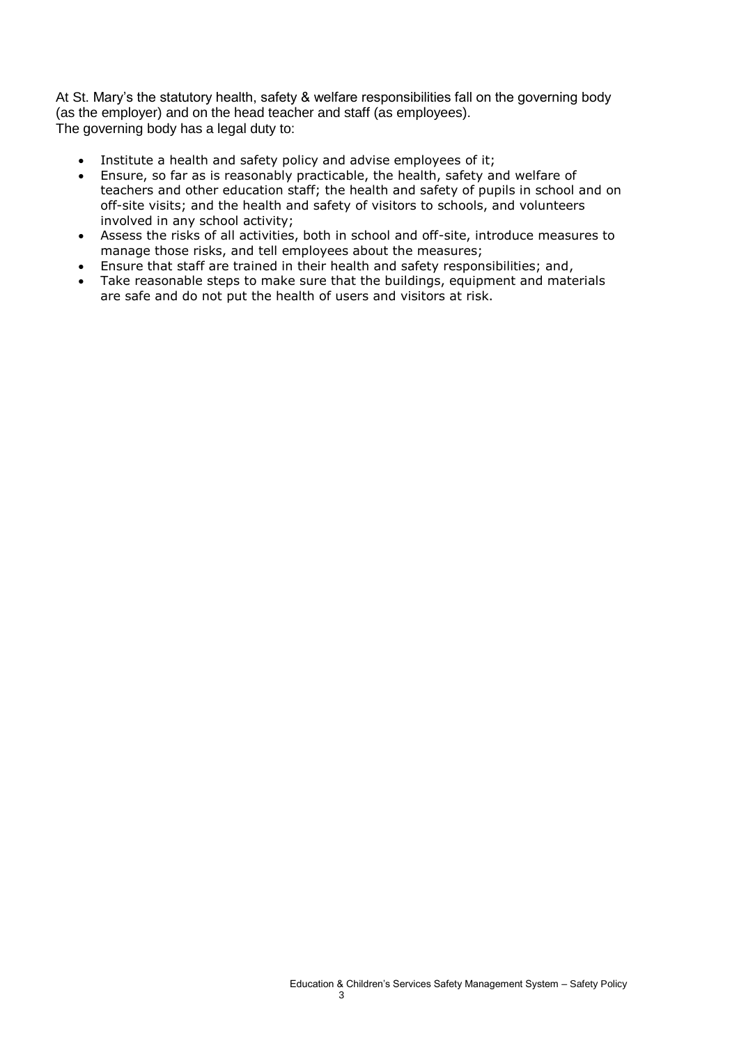At St. Mary's the statutory health, safety & welfare responsibilities fall on the governing body (as the employer) and on the head teacher and staff (as employees).
The governing body has a legal duty to:

- Institute a health and safety policy and advise employees of it;
- Ensure, so far as is reasonably practicable, the health, safety and welfare of teachers and other education staff; the health and safety of pupils in school and on off-site visits; and the health and safety of visitors to schools, and volunteers involved in any school activity;
- Assess the risks of all activities, both in school and off-site, introduce measures to manage those risks, and tell employees about the measures;
- Ensure that staff are trained in their health and safety responsibilities; and,
- Take reasonable steps to make sure that the buildings, equipment and materials are safe and do not put the health of users and visitors at risk.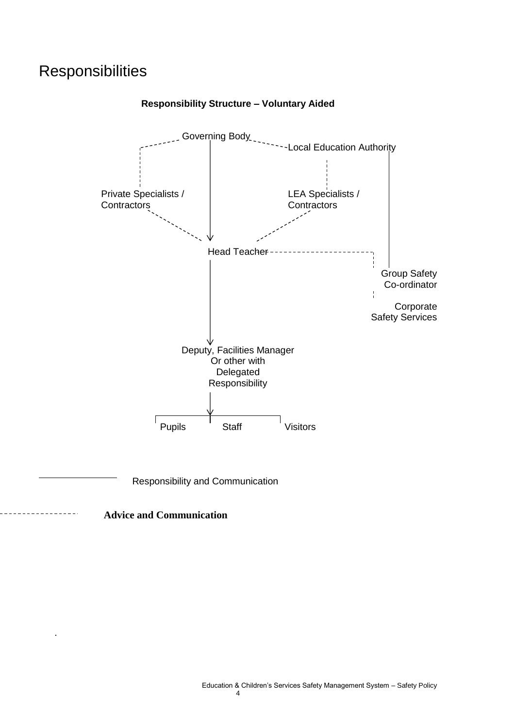# Responsibilities

**Responsibility Structure – Voluntary Aided**

Governing Body

Local Education Authority

Private Specialists / Contractors

LEA Specialists / Contractors

Head Teacher

Group Safety Co-ordinator

Corporate Safety Services

Deputy, Facilities Manager Or other with Delegated Responsibility

Pupils

Staff

Visitors

Responsibility and Communication

**Advice and Communication**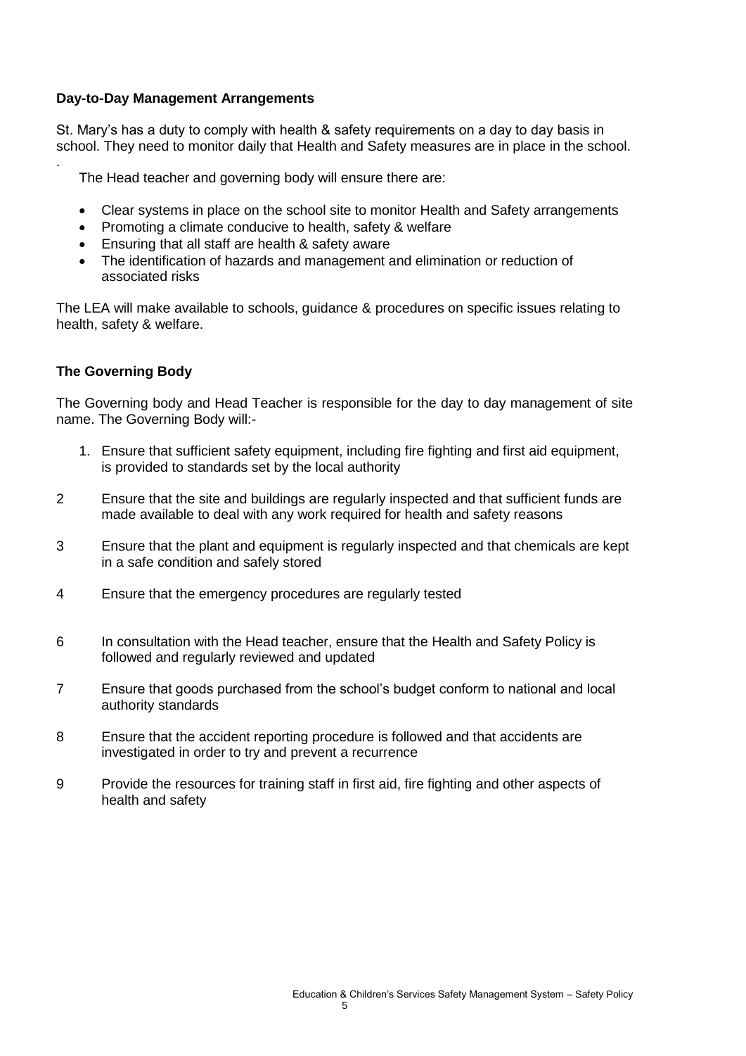**Day-to-Day Management Arrangements**

St. Mary's has a duty to comply with health & safety requirements on a day to day basis in school. They need to monitor daily that Health and Safety measures are in place in the school.

.

The Head teacher and governing body will ensure there are:

- Clear systems in place on the school site to monitor Health and Safety arrangements
- Promoting a climate conducive to health, safety & welfare
- Ensuring that all staff are health & safety aware
- The identification of hazards and management and elimination or reduction of associated risks

The LEA will make available to schools, guidance & procedures on specific issues relating to health, safety & welfare.

**The Governing Body**

The Governing body and Head Teacher is responsible for the day to day management of site name. The Governing Body will:-

1. Ensure that sufficient safety equipment, including fire fighting and first aid equipment, is provided to standards set by the local authority

2 Ensure that the site and buildings are regularly inspected and that sufficient funds are made available to deal with any work required for health and safety reasons

3 Ensure that the plant and equipment is regularly inspected and that chemicals are kept in a safe condition and safely stored

4 Ensure that the emergency procedures are regularly tested

6 In consultation with the Head teacher, ensure that the Health and Safety Policy is followed and regularly reviewed and updated

7 Ensure that goods purchased from the school's budget conform to national and local authority standards

8 Ensure that the accident reporting procedure is followed and that accidents are investigated in order to try and prevent a recurrence

9 Provide the resources for training staff in first aid, fire fighting and other aspects of health and safety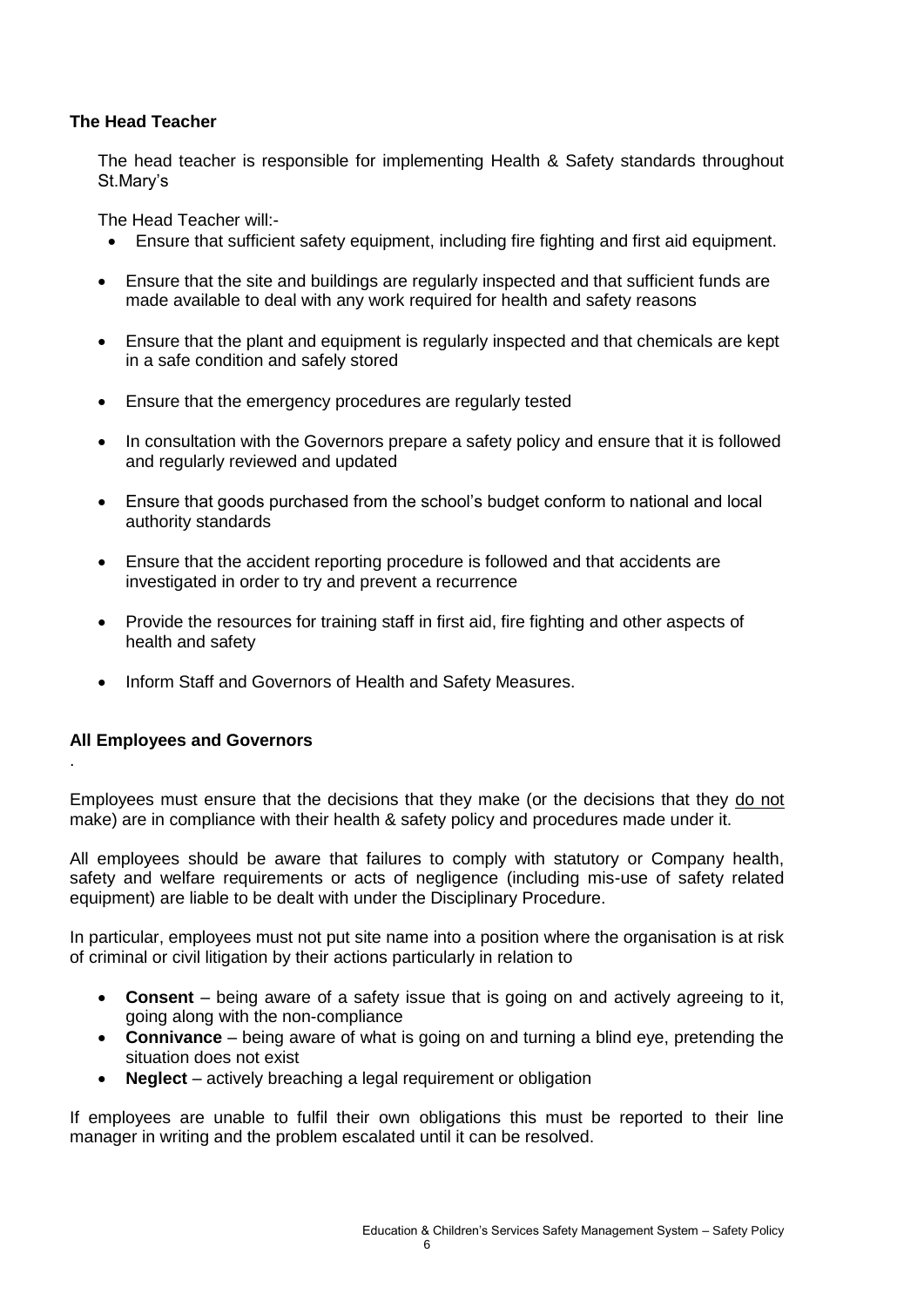### The Head Teacher

The head teacher is responsible for implementing Health & Safety standards throughout St.Mary's

The Head Teacher will:-

- Ensure that sufficient safety equipment, including fire fighting and first aid equipment.
- Ensure that the site and buildings are regularly inspected and that sufficient funds are made available to deal with any work required for health and safety reasons
- Ensure that the plant and equipment is regularly inspected and that chemicals are kept in a safe condition and safely stored
- Ensure that the emergency procedures are regularly tested
- In consultation with the Governors prepare a safety policy and ensure that it is followed and regularly reviewed and updated
- Ensure that goods purchased from the school's budget conform to national and local authority standards
- Ensure that the accident reporting procedure is followed and that accidents are investigated in order to try and prevent a recurrence
- Provide the resources for training staff in first aid, fire fighting and other aspects of health and safety
- Inform Staff and Governors of Health and Safety Measures.

### All Employees and Governors

.

Employees must ensure that the decisions that they make (or the decisions that they <u>do not</u> make) are in compliance with their health & safety policy and procedures made under it.

All employees should be aware that failures to comply with statutory or Company health, safety and welfare requirements or acts of negligence (including mis-use of safety related equipment) are liable to be dealt with under the Disciplinary Procedure.

In particular, employees must not put site name into a position where the organisation is at risk of criminal or civil litigation by their actions particularly in relation to

- **Consent** – being aware of a safety issue that is going on and actively agreeing to it, going along with the non-compliance
- **Connivance** – being aware of what is going on and turning a blind eye, pretending the situation does not exist
- **Neglect** – actively breaching a legal requirement or obligation

If employees are unable to fulfil their own obligations this must be reported to their line manager in writing and the problem escalated until it can be resolved.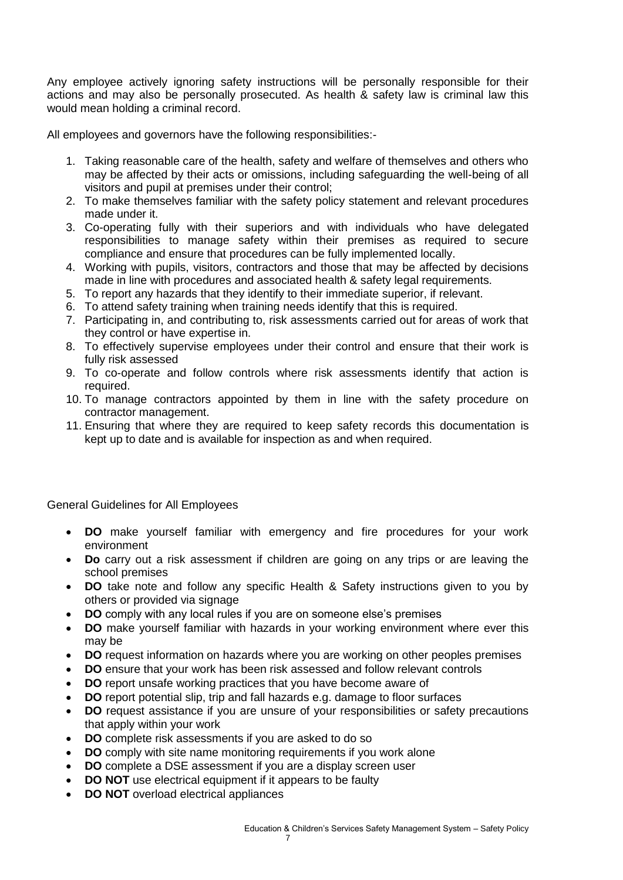Any employee actively ignoring safety instructions will be personally responsible for their actions and may also be personally prosecuted. As health & safety law is criminal law this would mean holding a criminal record.

All employees and governors have the following responsibilities:-

1. Taking reasonable care of the health, safety and welfare of themselves and others who may be affected by their acts or omissions, including safeguarding the well-being of all visitors and pupil at premises under their control;
2. To make themselves familiar with the safety policy statement and relevant procedures made under it.
3. Co-operating fully with their superiors and with individuals who have delegated responsibilities to manage safety within their premises as required to secure compliance and ensure that procedures can be fully implemented locally.
4. Working with pupils, visitors, contractors and those that may be affected by decisions made in line with procedures and associated health & safety legal requirements.
5. To report any hazards that they identify to their immediate superior, if relevant.
6. To attend safety training when training needs identify that this is required.
7. Participating in, and contributing to, risk assessments carried out for areas of work that they control or have expertise in.
8. To effectively supervise employees under their control and ensure that their work is fully risk assessed
9. To co-operate and follow controls where risk assessments identify that action is required.
10. To manage contractors appointed by them in line with the safety procedure on contractor management.
11. Ensuring that where they are required to keep safety records this documentation is kept up to date and is available for inspection as and when required.

General Guidelines for All Employees

- **DO** make yourself familiar with emergency and fire procedures for your work environment
- **Do** carry out a risk assessment if children are going on any trips or are leaving the school premises
- **DO** take note and follow any specific Health & Safety instructions given to you by others or provided via signage
- **DO** comply with any local rules if you are on someone else's premises
- **DO** make yourself familiar with hazards in your working environment where ever this may be
- **DO** request information on hazards where you are working on other peoples premises
- **DO** ensure that your work has been risk assessed and follow relevant controls
- **DO** report unsafe working practices that you have become aware of
- **DO** report potential slip, trip and fall hazards e.g. damage to floor surfaces
- **DO** request assistance if you are unsure of your responsibilities or safety precautions that apply within your work
- **DO** complete risk assessments if you are asked to do so
- **DO** comply with site name monitoring requirements if you work alone
- **DO** complete a DSE assessment if you are a display screen user
- **DO NOT** use electrical equipment if it appears to be faulty
- **DO NOT** overload electrical appliances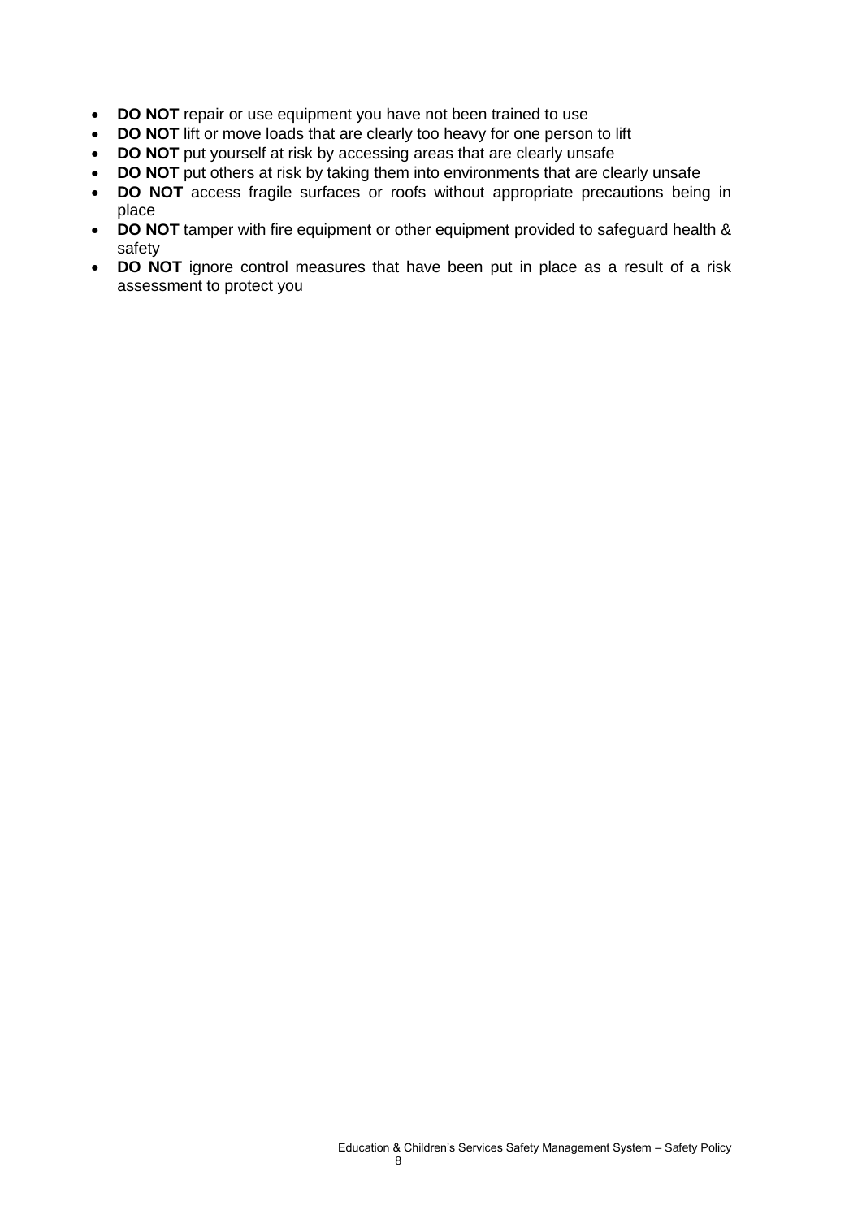- **DO NOT** repair or use equipment you have not been trained to use
- **DO NOT** lift or move loads that are clearly too heavy for one person to lift
- **DO NOT** put yourself at risk by accessing areas that are clearly unsafe
- **DO NOT** put others at risk by taking them into environments that are clearly unsafe
- **DO NOT** access fragile surfaces or roofs without appropriate precautions being in place
- **DO NOT** tamper with fire equipment or other equipment provided to safeguard health & safety
- **DO NOT** ignore control measures that have been put in place as a result of a risk assessment to protect you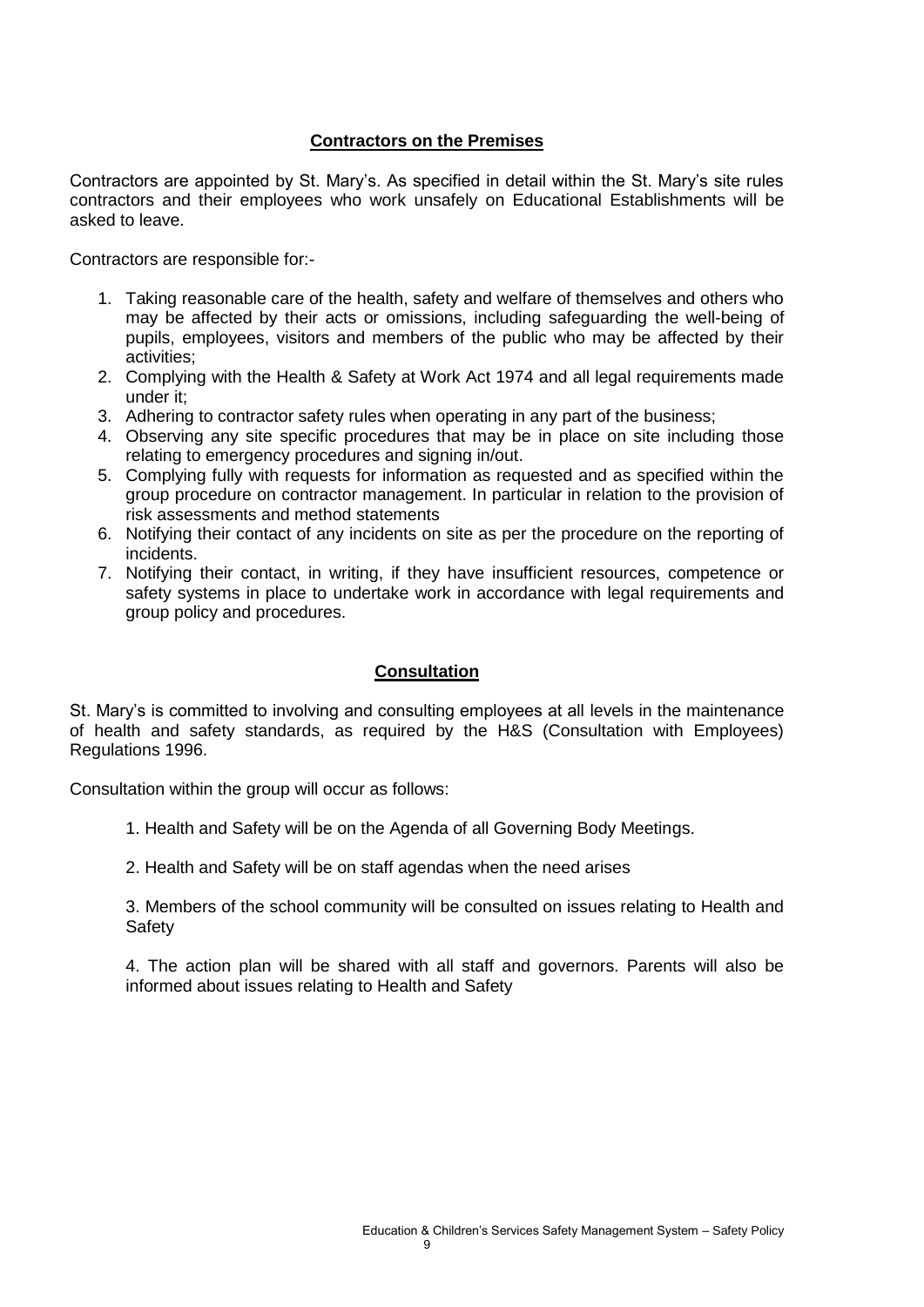## Contractors on the Premises

Contractors are appointed by St. Mary's. As specified in detail within the St. Mary's site rules contractors and their employees who work unsafely on Educational Establishments will be asked to leave.

Contractors are responsible for:-

1. Taking reasonable care of the health, safety and welfare of themselves and others who may be affected by their acts or omissions, including safeguarding the well-being of pupils, employees, visitors and members of the public who may be affected by their activities;
2. Complying with the Health & Safety at Work Act 1974 and all legal requirements made under it;
3. Adhering to contractor safety rules when operating in any part of the business;
4. Observing any site specific procedures that may be in place on site including those relating to emergency procedures and signing in/out.
5. Complying fully with requests for information as requested and as specified within the group procedure on contractor management. In particular in relation to the provision of risk assessments and method statements
6. Notifying their contact of any incidents on site as per the procedure on the reporting of incidents.
7. Notifying their contact, in writing, if they have insufficient resources, competence or safety systems in place to undertake work in accordance with legal requirements and group policy and procedures.

## Consultation

St. Mary's is committed to involving and consulting employees at all levels in the maintenance of health and safety standards, as required by the H&S (Consultation with Employees) Regulations 1996.

Consultation within the group will occur as follows:

1. Health and Safety will be on the Agenda of all Governing Body Meetings.

2. Health and Safety will be on staff agendas when the need arises

3. Members of the school community will be consulted on issues relating to Health and Safety

4. The action plan will be shared with all staff and governors. Parents will also be informed about issues relating to Health and Safety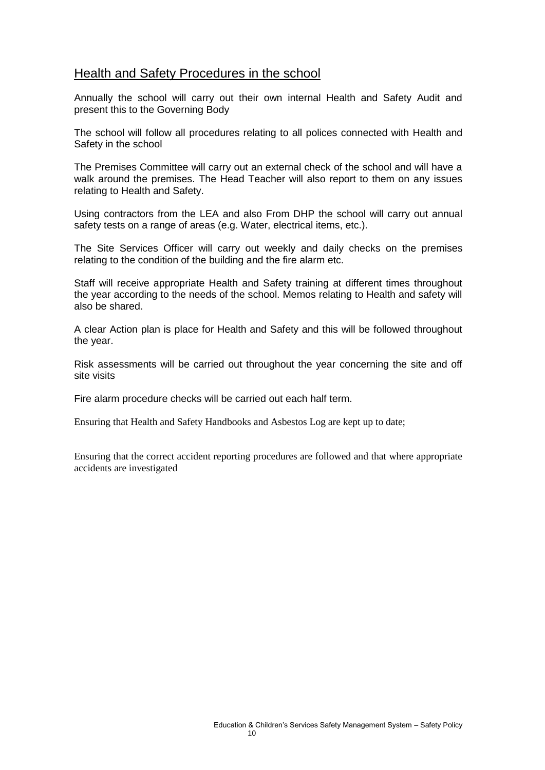## Health and Safety Procedures in the school

Annually the school will carry out their own internal Health and Safety Audit and present this to the Governing Body

The school will follow all procedures relating to all polices connected with Health and Safety in the school

The Premises Committee will carry out an external check of the school and will have a walk around the premises. The Head Teacher will also report to them on any issues relating to Health and Safety.

Using contractors from the LEA and also From DHP the school will carry out annual safety tests on a range of areas (e.g. Water, electrical items, etc.).

The Site Services Officer will carry out weekly and daily checks on the premises relating to the condition of the building and the fire alarm etc.

Staff will receive appropriate Health and Safety training at different times throughout the year according to the needs of the school. Memos relating to Health and safety will also be shared.

A clear Action plan is place for Health and Safety and this will be followed throughout the year.

Risk assessments will be carried out throughout the year concerning the site and off site visits

Fire alarm procedure checks will be carried out each half term.

Ensuring that Health and Safety Handbooks and Asbestos Log are kept up to date;

Ensuring that the correct accident reporting procedures are followed and that where appropriate accidents are investigated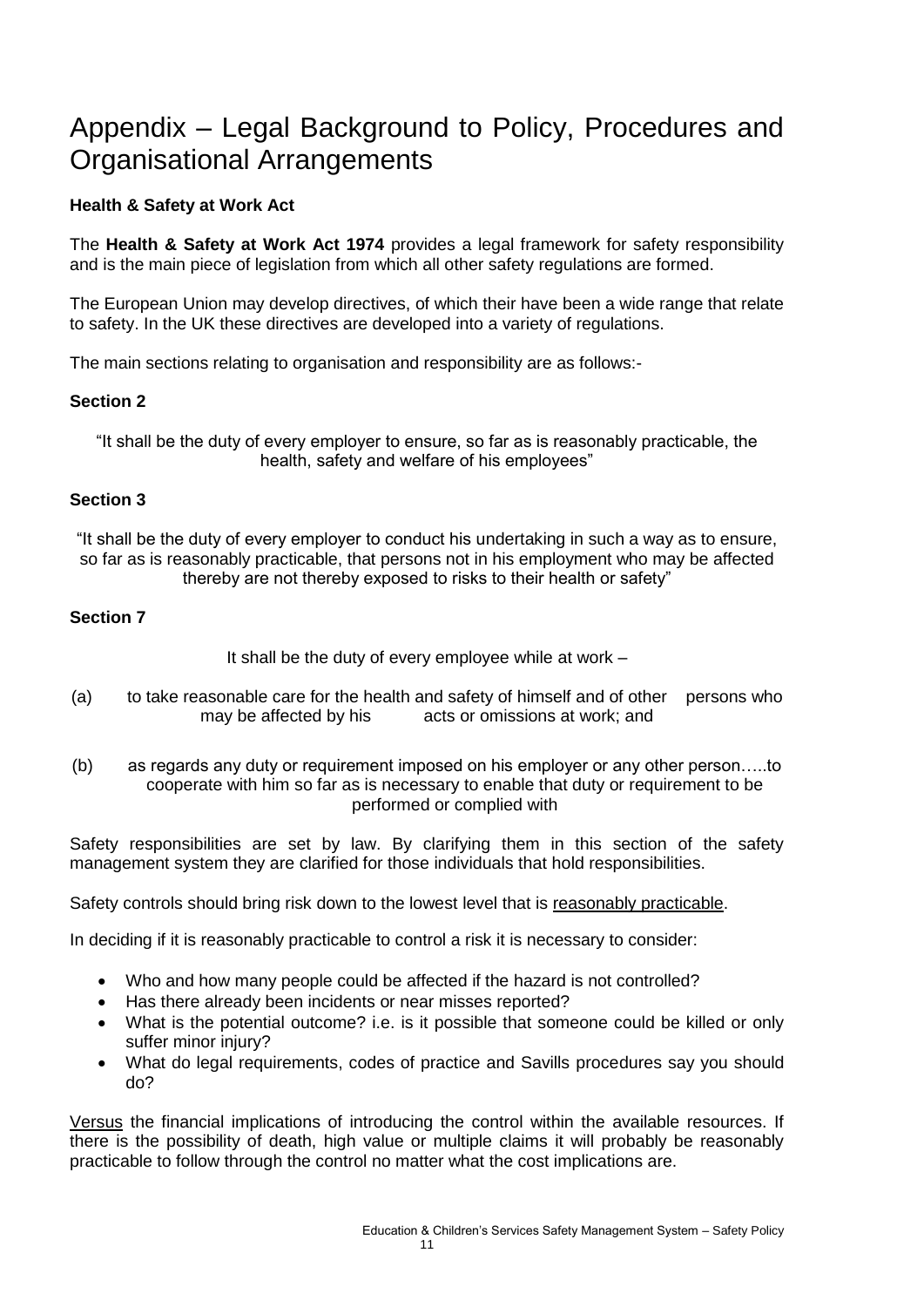# Appendix – Legal Background to Policy, Procedures and Organisational Arrangements

**Health & Safety at Work Act**

The **Health & Safety at Work Act 1974** provides a legal framework for safety responsibility and is the main piece of legislation from which all other safety regulations are formed.

The European Union may develop directives, of which their have been a wide range that relate to safety. In the UK these directives are developed into a variety of regulations.

The main sections relating to organisation and responsibility are as follows:-

**Section 2**

"It shall be the duty of every employer to ensure, so far as is reasonably practicable, the health, safety and welfare of his employees"

**Section 3**

"It shall be the duty of every employer to conduct his undertaking in such a way as to ensure, so far as is reasonably practicable, that persons not in his employment who may be affected thereby are not thereby exposed to risks to their health or safety"

**Section 7**

It shall be the duty of every employee while at work –

(a) to take reasonable care for the health and safety of himself and of other persons who may be affected by his acts or omissions at work; and

(b) as regards any duty or requirement imposed on his employer or any other person…..to cooperate with him so far as is necessary to enable that duty or requirement to be performed or complied with

Safety responsibilities are set by law. By clarifying them in this section of the safety management system they are clarified for those individuals that hold responsibilities.

Safety controls should bring risk down to the lowest level that is <u>reasonably practicable</u>.

In deciding if it is reasonably practicable to control a risk it is necessary to consider:

- Who and how many people could be affected if the hazard is not controlled?
- Has there already been incidents or near misses reported?
- What is the potential outcome? i.e. is it possible that someone could be killed or only suffer minor injury?
- What do legal requirements, codes of practice and Savills procedures say you should do?

<u>Versus</u> the financial implications of introducing the control within the available resources. If there is the possibility of death, high value or multiple claims it will probably be reasonably practicable to follow through the control no matter what the cost implications are.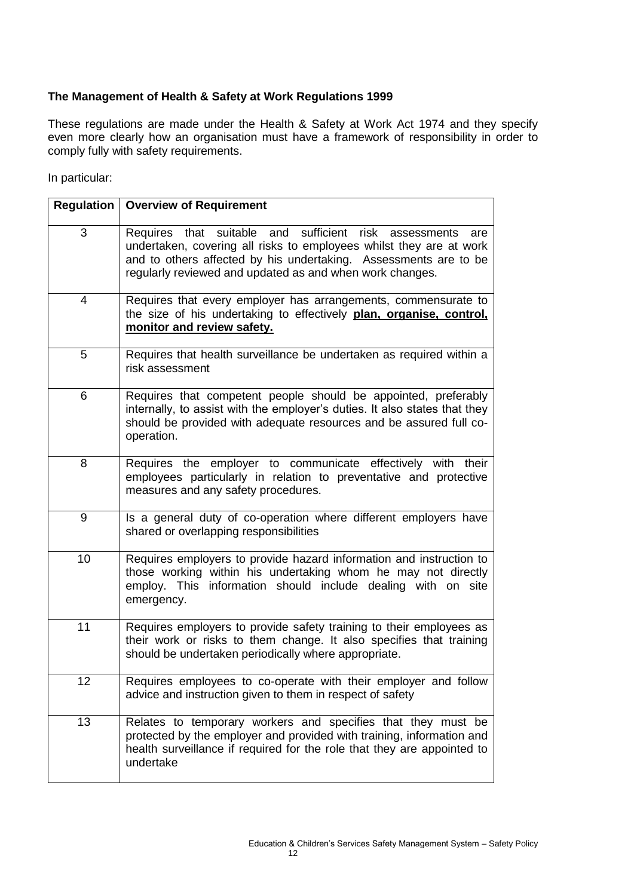**The Management of Health & Safety at Work Regulations 1999**

These regulations are made under the Health & Safety at Work Act 1974 and they specify even more clearly how an organisation must have a framework of responsibility in order to comply fully with safety requirements.

In particular:

| Regulation | Overview of Requirement |
|---|---|
| 3 | Requires that suitable and sufficient risk assessments are undertaken, covering all risks to employees whilst they are at work and to others affected by his undertaking. Assessments are to be regularly reviewed and updated as and when work changes. |
| 4 | Requires that every employer has arrangements, commensurate to the size of his undertaking to effectively **<u>plan, organise, control, monitor and review safety.</u>** |
| 5 | Requires that health surveillance be undertaken as required within a risk assessment |
| 6 | Requires that competent people should be appointed, preferably internally, to assist with the employer's duties. It also states that they should be provided with adequate resources and be assured full co-operation. |
| 8 | Requires the employer to communicate effectively with their employees particularly in relation to preventative and protective measures and any safety procedures. |
| 9 | Is a general duty of co-operation where different employers have shared or overlapping responsibilities |
| 10 | Requires employers to provide hazard information and instruction to those working within his undertaking whom he may not directly employ. This information should include dealing with on site emergency. |
| 11 | Requires employers to provide safety training to their employees as their work or risks to them change. It also specifies that training should be undertaken periodically where appropriate. |
| 12 | Requires employees to co-operate with their employer and follow advice and instruction given to them in respect of safety |
| 13 | Relates to temporary workers and specifies that they must be protected by the employer and provided with training, information and health surveillance if required for the role that they are appointed to undertake |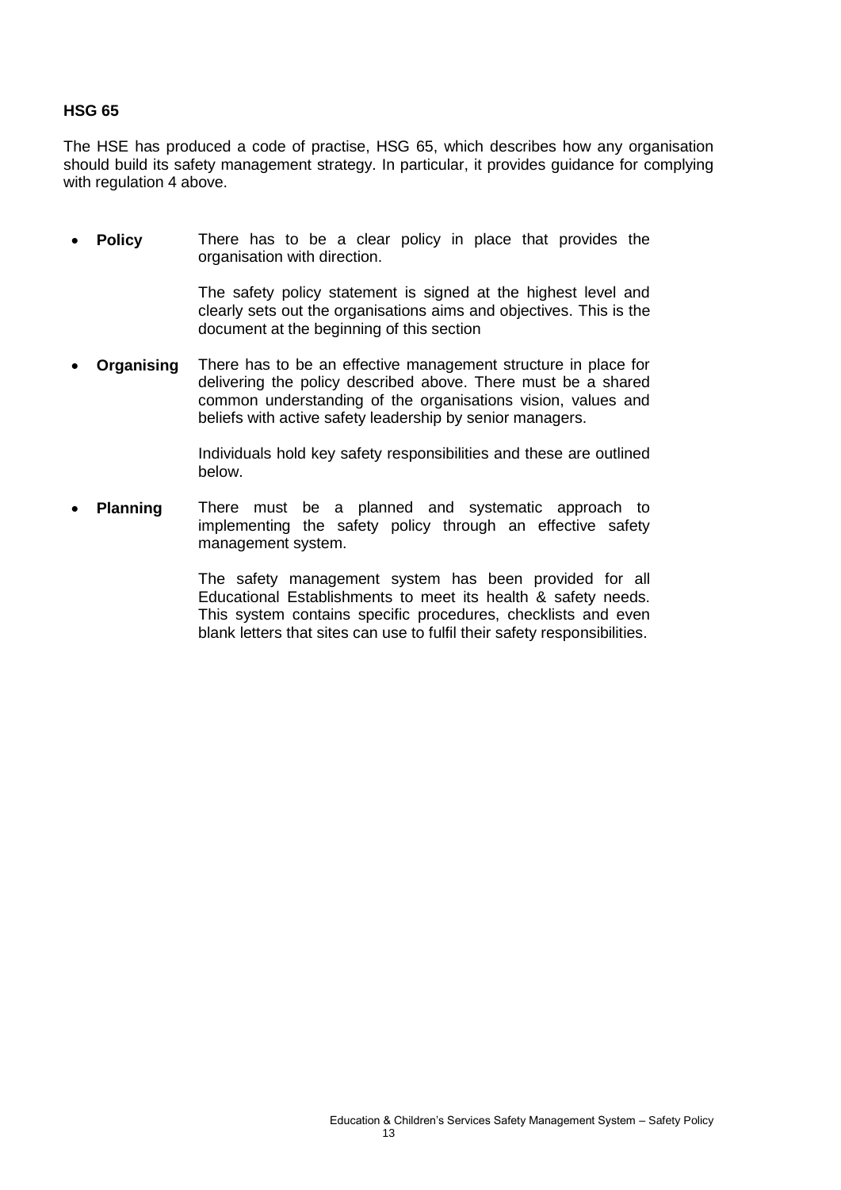## HSG 65

The HSE has produced a code of practise, HSG 65, which describes how any organisation should build its safety management strategy. In particular, it provides guidance for complying with regulation 4 above.

- **Policy** There has to be a clear policy in place that provides the organisation with direction.

  The safety policy statement is signed at the highest level and clearly sets out the organisations aims and objectives. This is the document at the beginning of this section

- **Organising** There has to be an effective management structure in place for delivering the policy described above. There must be a shared common understanding of the organisations vision, values and beliefs with active safety leadership by senior managers.

  Individuals hold key safety responsibilities and these are outlined below.

- **Planning** There must be a planned and systematic approach to implementing the safety policy through an effective safety management system.

  The safety management system has been provided for all Educational Establishments to meet its health & safety needs. This system contains specific procedures, checklists and even blank letters that sites can use to fulfil their safety responsibilities.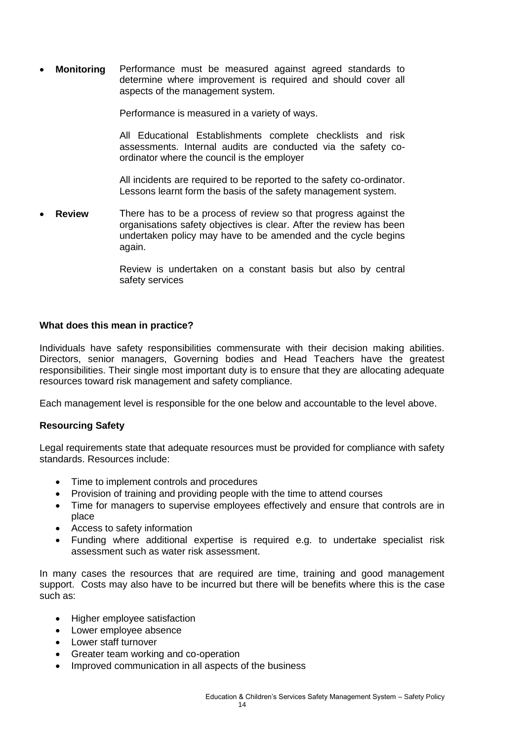- **Monitoring** Performance must be measured against agreed standards to determine where improvement is required and should cover all aspects of the management system.

  Performance is measured in a variety of ways.

  All Educational Establishments complete checklists and risk assessments. Internal audits are conducted via the safety co-ordinator where the council is the employer

  All incidents are required to be reported to the safety co-ordinator. Lessons learnt form the basis of the safety management system.

- **Review** There has to be a process of review so that progress against the organisations safety objectives is clear. After the review has been undertaken policy may have to be amended and the cycle begins again.

  Review is undertaken on a constant basis but also by central safety services

**What does this mean in practice?**

Individuals have safety responsibilities commensurate with their decision making abilities. Directors, senior managers, Governing bodies and Head Teachers have the greatest responsibilities. Their single most important duty is to ensure that they are allocating adequate resources toward risk management and safety compliance.

Each management level is responsible for the one below and accountable to the level above.

**Resourcing Safety**

Legal requirements state that adequate resources must be provided for compliance with safety standards. Resources include:

- Time to implement controls and procedures
- Provision of training and providing people with the time to attend courses
- Time for managers to supervise employees effectively and ensure that controls are in place
- Access to safety information
- Funding where additional expertise is required e.g. to undertake specialist risk assessment such as water risk assessment.

In many cases the resources that are required are time, training and good management support. Costs may also have to be incurred but there will be benefits where this is the case such as:

- Higher employee satisfaction
- Lower employee absence
- Lower staff turnover
- Greater team working and co-operation
- Improved communication in all aspects of the business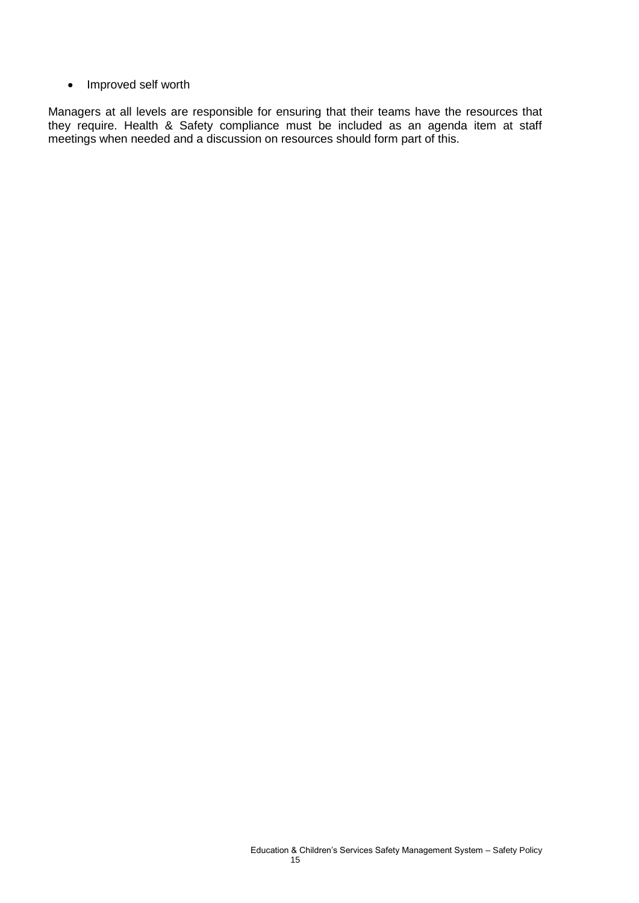- Improved self worth

Managers at all levels are responsible for ensuring that their teams have the resources that they require. Health & Safety compliance must be included as an agenda item at staff meetings when needed and a discussion on resources should form part of this.